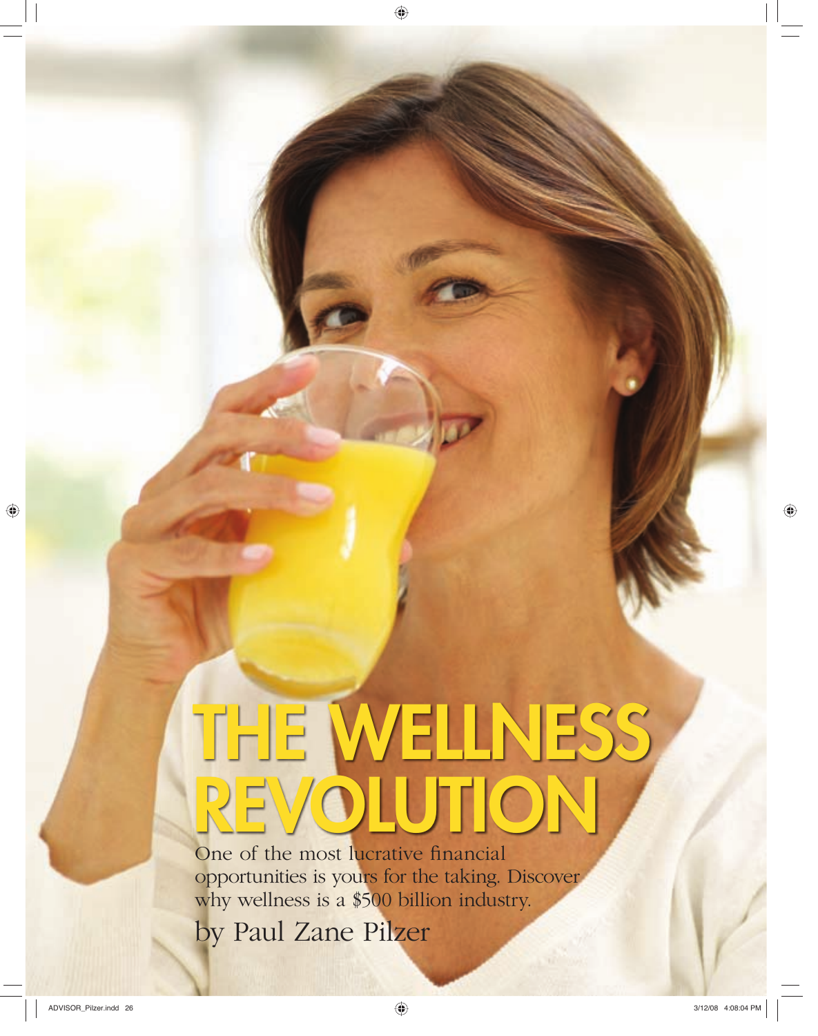# THE WELLNESS REVOLUTION

One of the most lucrative financial opportunities is yours for the taking. Discover why wellness is a $500 billion industry.

by Paul Zane Pilzer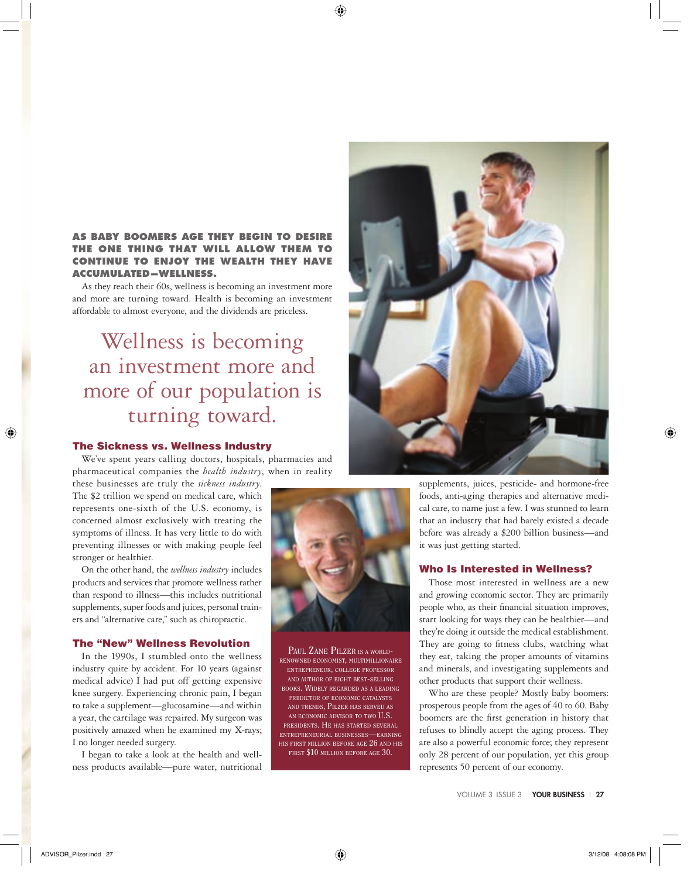**AS BABY BOOMERS AGE THEY BEGIN TO DESIRE THE ONE THING THAT WILL ALLOW THEM TO CONTINUE TO ENJOY THE WEALTH THEY HAVE ACCUMULATED—WELLNESS.**

As they reach their 60s, wellness is becoming an investment more and more are turning toward. Health is becoming an investment affordable to almost everyone, and the dividends are priceless.

> Wellness is becoming an investment more and more of our population is turning toward.

### The Sickness vs. Wellness Industry

We've spent years calling doctors, hospitals, pharmacies and pharmaceutical companies the *health industry*, when in reality these businesses are truly the *sickness industry*. The $2 trillion we spend on medical care, which represents one-sixth of the U.S. economy, is concerned almost exclusively with treating the symptoms of illness. It has very little to do with preventing illnesses or with making people feel stronger or healthier.

On the other hand, the *wellness industry* includes products and services that promote wellness rather than respond to illness—this includes nutritional supplements, super foods and juices, personal trainers and "alternative care," such as chiropractic.

### The "New" Wellness Revolution

In the 1990s, I stumbled onto the wellness industry quite by accident. For 10 years (against medical advice) I had put off getting expensive knee surgery. Experiencing chronic pain, I began to take a supplement—glucosamine—and within a year, the cartilage was repaired. My surgeon was positively amazed when he examined my X-rays; I no longer needed surgery.

I began to take a look at the health and wellness products available—pure water, nutritional supplements, juices, pesticide- and hormone-free foods, anti-aging therapies and alternative medical care, to name just a few. I was stunned to learn that an industry that had barely existed a decade before was already a $200 billion business—and it was just getting started.

### Who Is Interested in Wellness?

Those most interested in wellness are a new and growing economic sector. They are primarily people who, as their financial situation improves, start looking for ways they can be healthier—and they're doing it outside the medical establishment. They are going to fitness clubs, watching what they eat, taking the proper amounts of vitamins and minerals, and investigating supplements and other products that support their wellness.

Who are these people? Mostly baby boomers: prosperous people from the ages of 40 to 60. Baby boomers are the first generation in history that refuses to blindly accept the aging process. They are also a powerful economic force; they represent only 28 percent of our population, yet this group represents 50 percent of our economy.

PAUL ZANE PILZER IS A WORLD-RENOWNED ECONOMIST, MULTIMILLIONAIRE ENTREPRENEUR, COLLEGE PROFESSOR AND AUTHOR OF EIGHT BEST-SELLING BOOKS. WIDELY REGARDED AS A LEADING PREDICTOR OF ECONOMIC CATALYSTS AND TRENDS, PILZER HAS SERVED AS AN ECONOMIC ADVISOR TO TWO U.S. PRESIDENTS. HE HAS STARTED SEVERAL ENTREPRENEURIAL BUSINESSES—EARNING HIS FIRST MILLION BEFORE AGE 26 AND HIS FIRST $10 MILLION BEFORE AGE 30.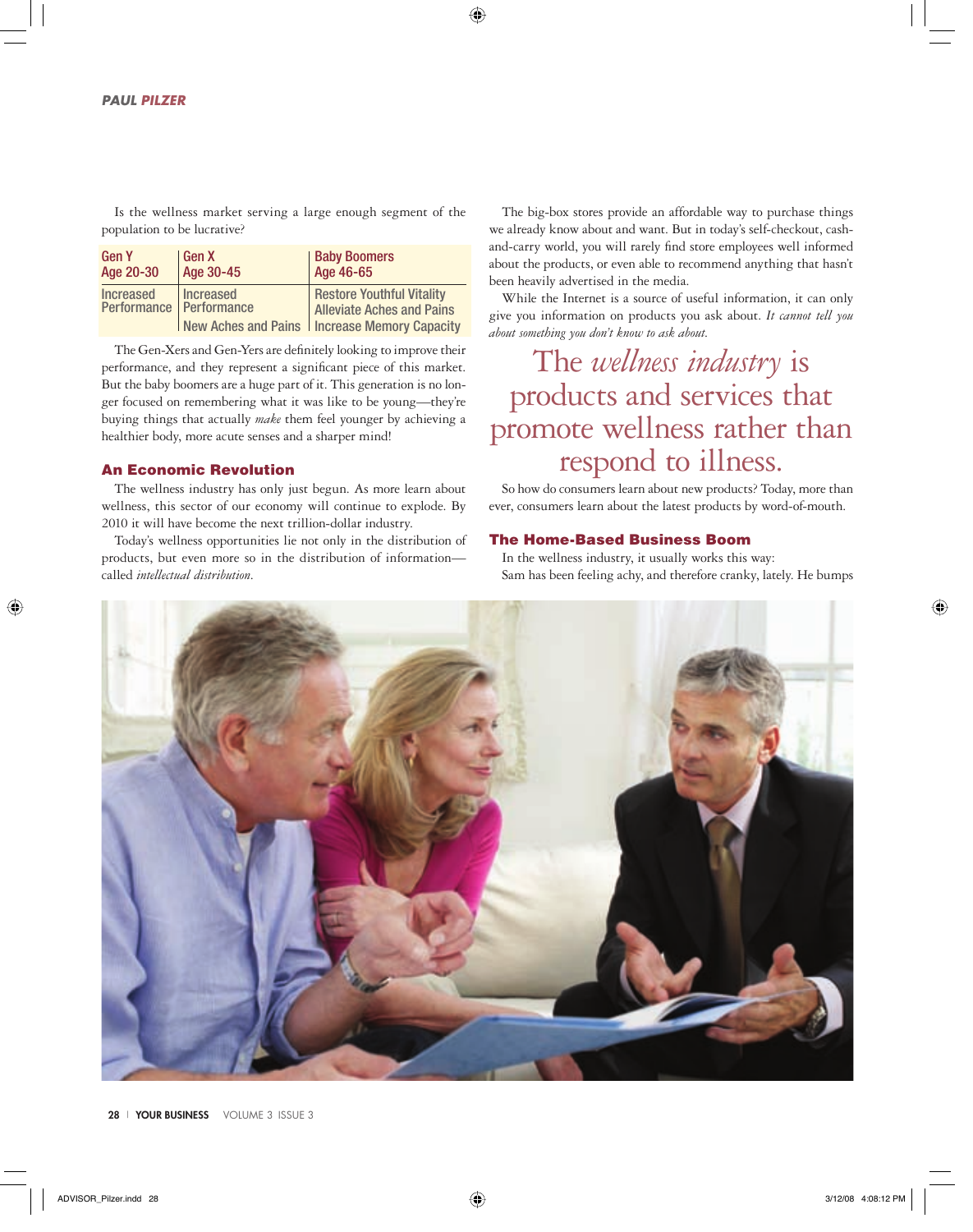Is the wellness market serving a large enough segment of the population to be lucrative?

| Gen Y<br>Age 20-30 | Gen X<br>Age 30-45 | Baby Boomers<br>Age 46-65 |
|---|---|---|
| Increased Performance | Increased Performance<br>New Aches and Pains | Restore Youthful Vitality<br>Alleviate Aches and Pains<br>Increase Memory Capacity |

The Gen-Xers and Gen-Yers are definitely looking to improve their performance, and they represent a significant piece of this market. But the baby boomers are a huge part of it. This generation is no longer focused on remembering what it was like to be young—they're buying things that actually *make* them feel younger by achieving a healthier body, more acute senses and a sharper mind!

## An Economic Revolution

The wellness industry has only just begun. As more learn about wellness, this sector of our economy will continue to explode. By 2010 it will have become the next trillion-dollar industry.

Today's wellness opportunities lie not only in the distribution of products, but even more so in the distribution of information—called *intellectual distribution*.

The big-box stores provide an affordable way to purchase things we already know about and want. But in today's self-checkout, cash-and-carry world, you will rarely find store employees well informed about the products, or even able to recommend anything that hasn't been heavily advertised in the media.

While the Internet is a source of useful information, it can only give you information on products you ask about. *It cannot tell you about something you don't know to ask about.*

> The *wellness industry* is products and services that promote wellness rather than respond to illness.

So how do consumers learn about new products? Today, more than ever, consumers learn about the latest products by word-of-mouth.

## The Home-Based Business Boom

In the wellness industry, it usually works this way:

Sam has been feeling achy, and therefore cranky, lately. He bumps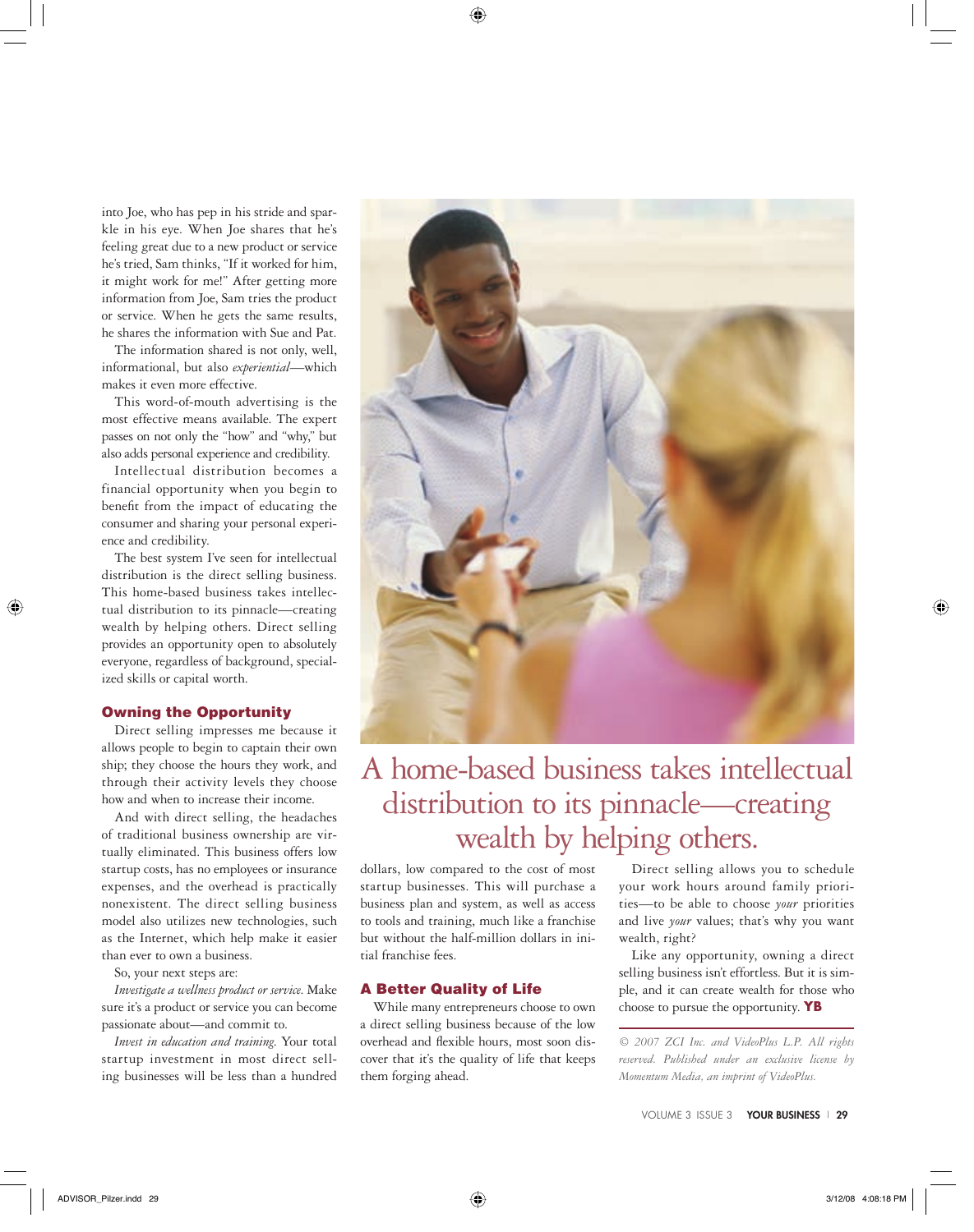into Joe, who has pep in his stride and sparkle in his eye. When Joe shares that he's feeling great due to a new product or service he's tried, Sam thinks, "If it worked for him, it might work for me!" After getting more information from Joe, Sam tries the product or service. When he gets the same results, he shares the information with Sue and Pat.

The information shared is not only, well, informational, but also *experiential*—which makes it even more effective.

This word-of-mouth advertising is the most effective means available. The expert passes on not only the "how" and "why," but also adds personal experience and credibility.

Intellectual distribution becomes a financial opportunity when you begin to benefit from the impact of educating the consumer and sharing your personal experience and credibility.

The best system I've seen for intellectual distribution is the direct selling business. This home-based business takes intellectual distribution to its pinnacle—creating wealth by helping others. Direct selling provides an opportunity open to absolutely everyone, regardless of background, specialized skills or capital worth.

## Owning the Opportunity

Direct selling impresses me because it allows people to begin to captain their own ship; they choose the hours they work, and through their activity levels they choose how and when to increase their income.

And with direct selling, the headaches of traditional business ownership are virtually eliminated. This business offers low startup costs, has no employees or insurance expenses, and the overhead is practically nonexistent. The direct selling business model also utilizes new technologies, such as the Internet, which help make it easier than ever to own a business.

So, your next steps are:

*Investigate a wellness product or service.* Make sure it's a product or service you can become passionate about—and commit to.

*Invest in education and training.* Your total startup investment in most direct selling businesses will be less than a hundred dollars, low compared to the cost of most startup businesses. This will purchase a business plan and system, as well as access to tools and training, much like a franchise but without the half-million dollars in initial franchise fees.

> A home-based business takes intellectual distribution to its pinnacle—creating wealth by helping others.

## A Better Quality of Life

While many entrepreneurs choose to own a direct selling business because of the low overhead and flexible hours, most soon discover that it's the quality of life that keeps them forging ahead.

Direct selling allows you to schedule your work hours around family priorities—to be able to choose *your* priorities and live *your* values; that's why you want wealth, right?

Like any opportunity, owning a direct selling business isn't effortless. But it is simple, and it can create wealth for those who choose to pursue the opportunity. **YB**

*© 2007 ZCI Inc. and VideoPlus L.P. All rights reserved. Published under an exclusive license by Momentum Media, an imprint of VideoPlus.*